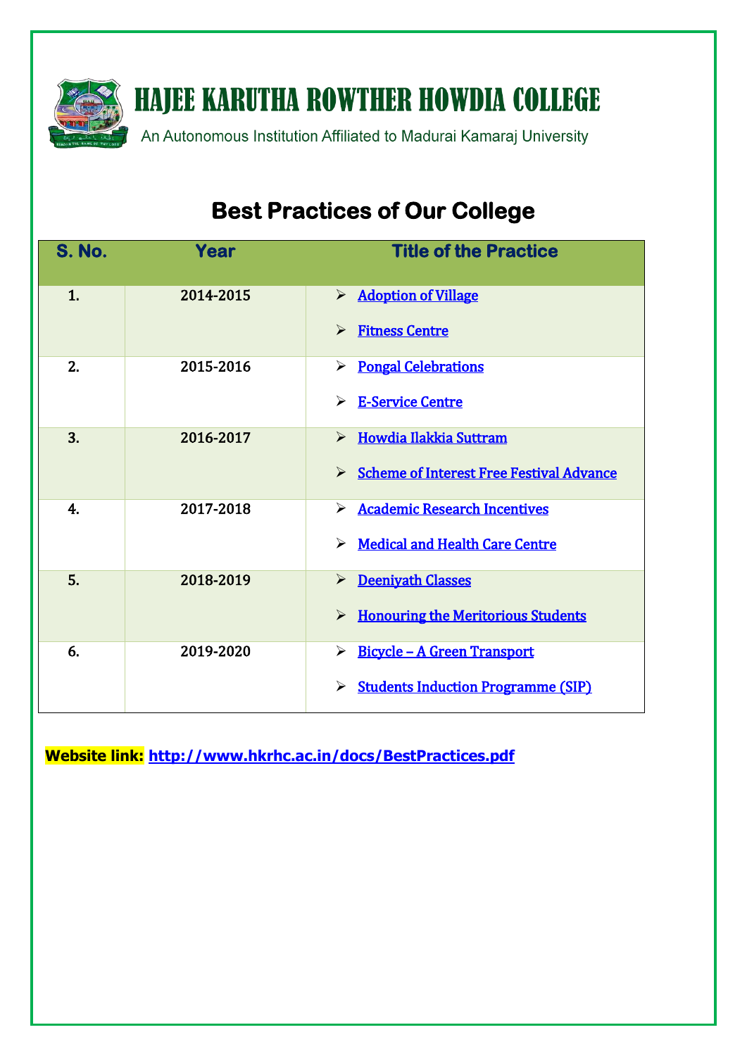# HAJEE KARUTHA ROWTHER HOWDIA COLLEGE

An Autonomous Institution Affiliated to Madurai Kamaraj University

## Best Practices of Our College

| S. No. | Year | Title of the Practice |
|---|---|---|
| 1. | 2014-2015 | ➢ Adoption of Village<br>➢ Fitness Centre |
| 2. | 2015-2016 | ➢ Pongal Celebrations<br>➢ E-Service Centre |
| 3. | 2016-2017 | ➢ Howdia Ilakkia Suttram<br>➢ Scheme of Interest Free Festival Advance |
| 4. | 2017-2018 | ➢ Academic Research Incentives<br>➢ Medical and Health Care Centre |
| 5. | 2018-2019 | ➢ Deeniyath Classes<br>➢ Honouring the Meritorious Students |
| 6. | 2019-2020 | ➢ Bicycle – A Green Transport<br>➢ Students Induction Programme (SIP) |

**Website link:** http://www.hkrhc.ac.in/docs/BestPractices.pdf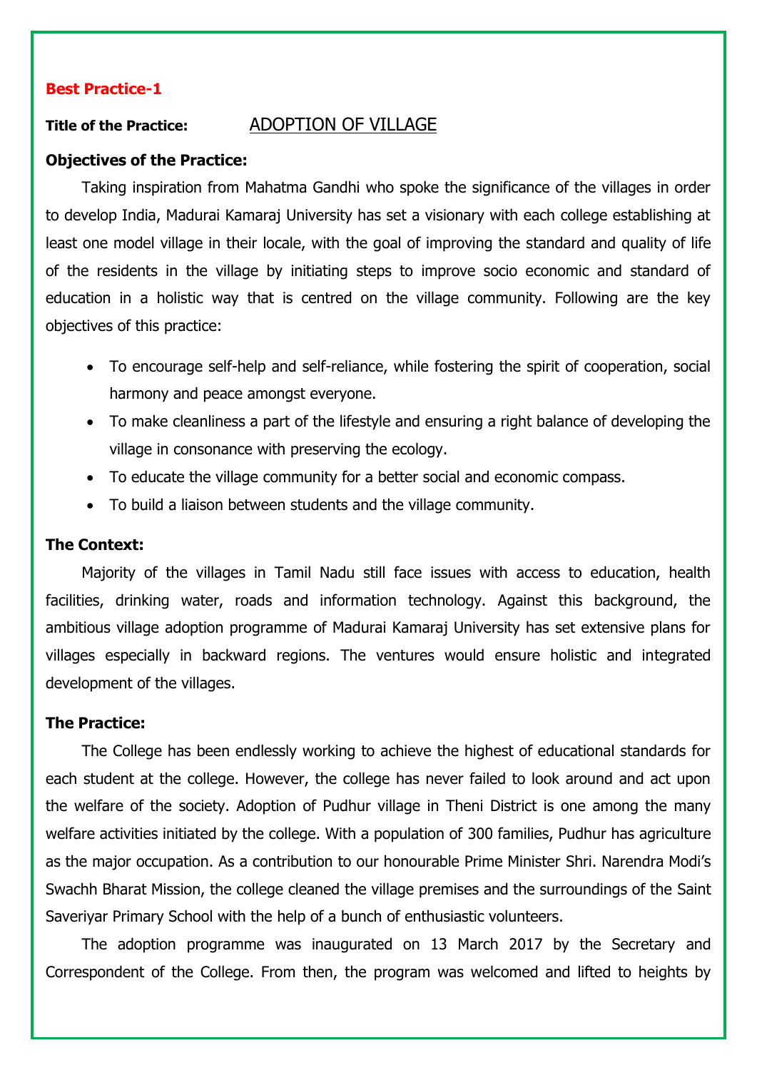**Best Practice-1**

**Title of the Practice:** ADOPTION OF VILLAGE

**Objectives of the Practice:**

Taking inspiration from Mahatma Gandhi who spoke the significance of the villages in order to develop India, Madurai Kamaraj University has set a visionary with each college establishing at least one model village in their locale, with the goal of improving the standard and quality of life of the residents in the village by initiating steps to improve socio economic and standard of education in a holistic way that is centred on the village community. Following are the key objectives of this practice:

- To encourage self-help and self-reliance, while fostering the spirit of cooperation, social harmony and peace amongst everyone.
- To make cleanliness a part of the lifestyle and ensuring a right balance of developing the village in consonance with preserving the ecology.
- To educate the village community for a better social and economic compass.
- To build a liaison between students and the village community.

**The Context:**

Majority of the villages in Tamil Nadu still face issues with access to education, health facilities, drinking water, roads and information technology. Against this background, the ambitious village adoption programme of Madurai Kamaraj University has set extensive plans for villages especially in backward regions. The ventures would ensure holistic and integrated development of the villages.

**The Practice:**

The College has been endlessly working to achieve the highest of educational standards for each student at the college. However, the college has never failed to look around and act upon the welfare of the society. Adoption of Pudhur village in Theni District is one among the many welfare activities initiated by the college. With a population of 300 families, Pudhur has agriculture as the major occupation. As a contribution to our honourable Prime Minister Shri. Narendra Modi's Swachh Bharat Mission, the college cleaned the village premises and the surroundings of the Saint Saveriyar Primary School with the help of a bunch of enthusiastic volunteers.

The adoption programme was inaugurated on 13 March 2017 by the Secretary and Correspondent of the College. From then, the program was welcomed and lifted to heights by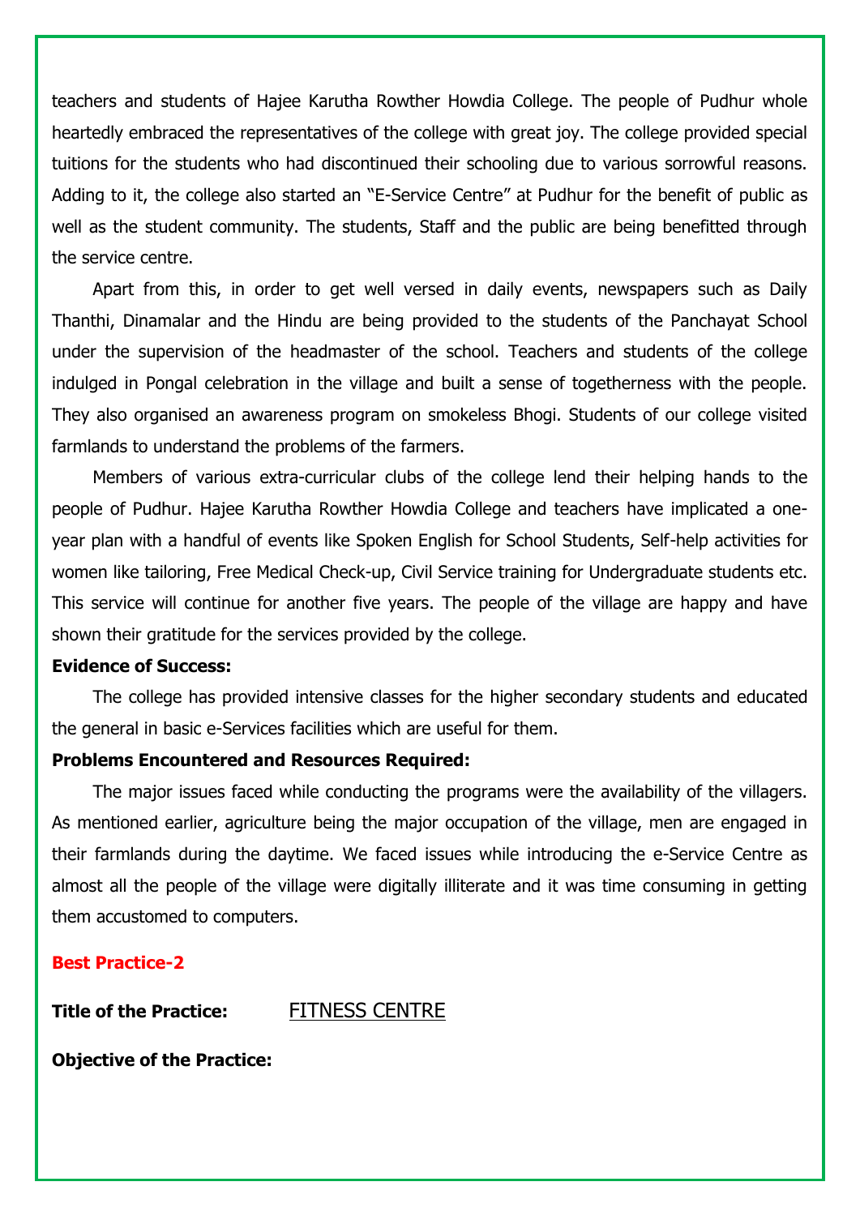teachers and students of Hajee Karutha Rowther Howdia College. The people of Pudhur whole heartedly embraced the representatives of the college with great joy. The college provided special tuitions for the students who had discontinued their schooling due to various sorrowful reasons. Adding to it, the college also started an "E-Service Centre" at Pudhur for the benefit of public as well as the student community. The students, Staff and the public are being benefitted through the service centre.

Apart from this, in order to get well versed in daily events, newspapers such as Daily Thanthi, Dinamalar and the Hindu are being provided to the students of the Panchayat School under the supervision of the headmaster of the school. Teachers and students of the college indulged in Pongal celebration in the village and built a sense of togetherness with the people. They also organised an awareness program on smokeless Bhogi. Students of our college visited farmlands to understand the problems of the farmers.

Members of various extra-curricular clubs of the college lend their helping hands to the people of Pudhur. Hajee Karutha Rowther Howdia College and teachers have implicated a one-year plan with a handful of events like Spoken English for School Students, Self-help activities for women like tailoring, Free Medical Check-up, Civil Service training for Undergraduate students etc. This service will continue for another five years. The people of the village are happy and have shown their gratitude for the services provided by the college.

**Evidence of Success:**

The college has provided intensive classes for the higher secondary students and educated the general in basic e-Services facilities which are useful for them.

**Problems Encountered and Resources Required:**

The major issues faced while conducting the programs were the availability of the villagers. As mentioned earlier, agriculture being the major occupation of the village, men are engaged in their farmlands during the daytime. We faced issues while introducing the e-Service Centre as almost all the people of the village were digitally illiterate and it was time consuming in getting them accustomed to computers.

**Best Practice-2**

**Title of the Practice:** FITNESS CENTRE

**Objective of the Practice:**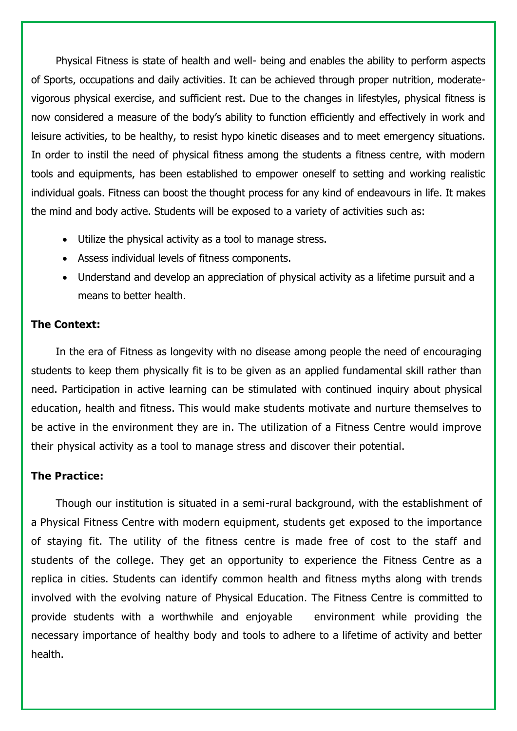Physical Fitness is state of health and well- being and enables the ability to perform aspects of Sports, occupations and daily activities. It can be achieved through proper nutrition, moderate-vigorous physical exercise, and sufficient rest. Due to the changes in lifestyles, physical fitness is now considered a measure of the body's ability to function efficiently and effectively in work and leisure activities, to be healthy, to resist hypo kinetic diseases and to meet emergency situations. In order to instil the need of physical fitness among the students a fitness centre, with modern tools and equipments, has been established to empower oneself to setting and working realistic individual goals. Fitness can boost the thought process for any kind of endeavours in life. It makes the mind and body active. Students will be exposed to a variety of activities such as:

- Utilize the physical activity as a tool to manage stress.
- Assess individual levels of fitness components.
- Understand and develop an appreciation of physical activity as a lifetime pursuit and a means to better health.

**The Context:**

In the era of Fitness as longevity with no disease among people the need of encouraging students to keep them physically fit is to be given as an applied fundamental skill rather than need. Participation in active learning can be stimulated with continued inquiry about physical education, health and fitness. This would make students motivate and nurture themselves to be active in the environment they are in. The utilization of a Fitness Centre would improve their physical activity as a tool to manage stress and discover their potential.

**The Practice:**

Though our institution is situated in a semi-rural background, with the establishment of a Physical Fitness Centre with modern equipment, students get exposed to the importance of staying fit. The utility of the fitness centre is made free of cost to the staff and students of the college. They get an opportunity to experience the Fitness Centre as a replica in cities. Students can identify common health and fitness myths along with trends involved with the evolving nature of Physical Education. The Fitness Centre is committed to provide students with a worthwhile and enjoyable environment while providing the necessary importance of healthy body and tools to adhere to a lifetime of activity and better health.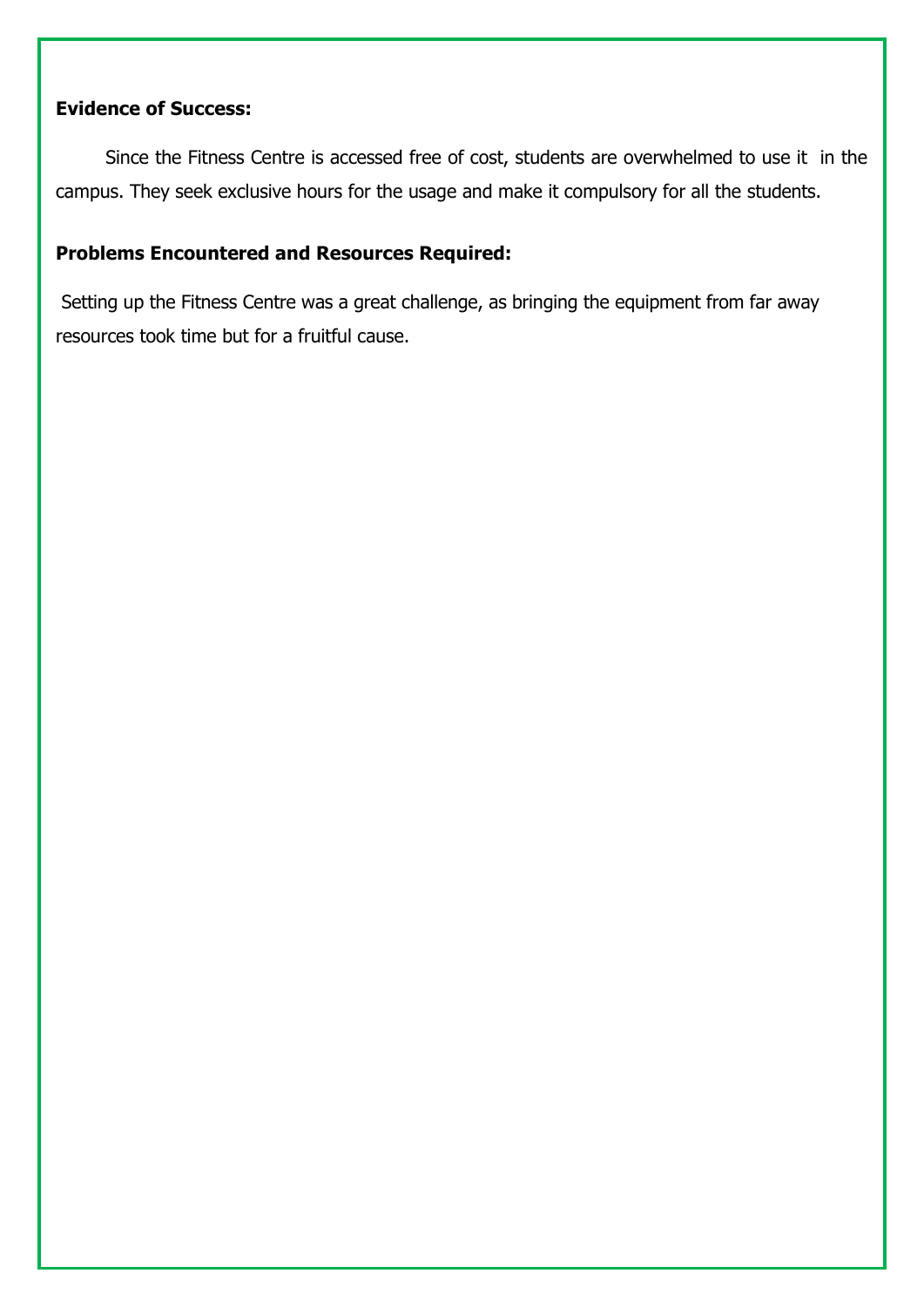**Evidence of Success:**

Since the Fitness Centre is accessed free of cost, students are overwhelmed to use it in the campus. They seek exclusive hours for the usage and make it compulsory for all the students.

**Problems Encountered and Resources Required:**

Setting up the Fitness Centre was a great challenge, as bringing the equipment from far away resources took time but for a fruitful cause.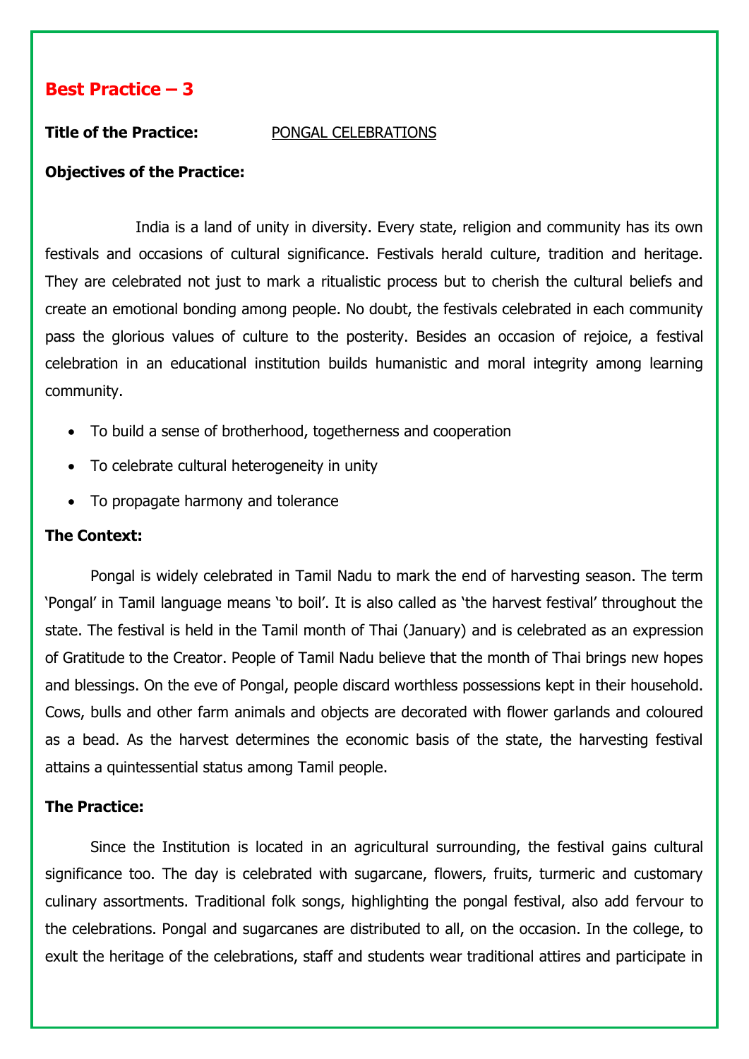## Best Practice – 3

**Title of the Practice:** PONGAL CELEBRATIONS

**Objectives of the Practice:**

India is a land of unity in diversity. Every state, religion and community has its own festivals and occasions of cultural significance. Festivals herald culture, tradition and heritage. They are celebrated not just to mark a ritualistic process but to cherish the cultural beliefs and create an emotional bonding among people. No doubt, the festivals celebrated in each community pass the glorious values of culture to the posterity. Besides an occasion of rejoice, a festival celebration in an educational institution builds humanistic and moral integrity among learning community.

- To build a sense of brotherhood, togetherness and cooperation
- To celebrate cultural heterogeneity in unity
- To propagate harmony and tolerance

**The Context:**

Pongal is widely celebrated in Tamil Nadu to mark the end of harvesting season. The term 'Pongal' in Tamil language means 'to boil'. It is also called as 'the harvest festival' throughout the state. The festival is held in the Tamil month of Thai (January) and is celebrated as an expression of Gratitude to the Creator. People of Tamil Nadu believe that the month of Thai brings new hopes and blessings. On the eve of Pongal, people discard worthless possessions kept in their household. Cows, bulls and other farm animals and objects are decorated with flower garlands and coloured as a bead. As the harvest determines the economic basis of the state, the harvesting festival attains a quintessential status among Tamil people.

**The Practice:**

Since the Institution is located in an agricultural surrounding, the festival gains cultural significance too. The day is celebrated with sugarcane, flowers, fruits, turmeric and customary culinary assortments. Traditional folk songs, highlighting the pongal festival, also add fervour to the celebrations. Pongal and sugarcanes are distributed to all, on the occasion. In the college, to exult the heritage of the celebrations, staff and students wear traditional attires and participate in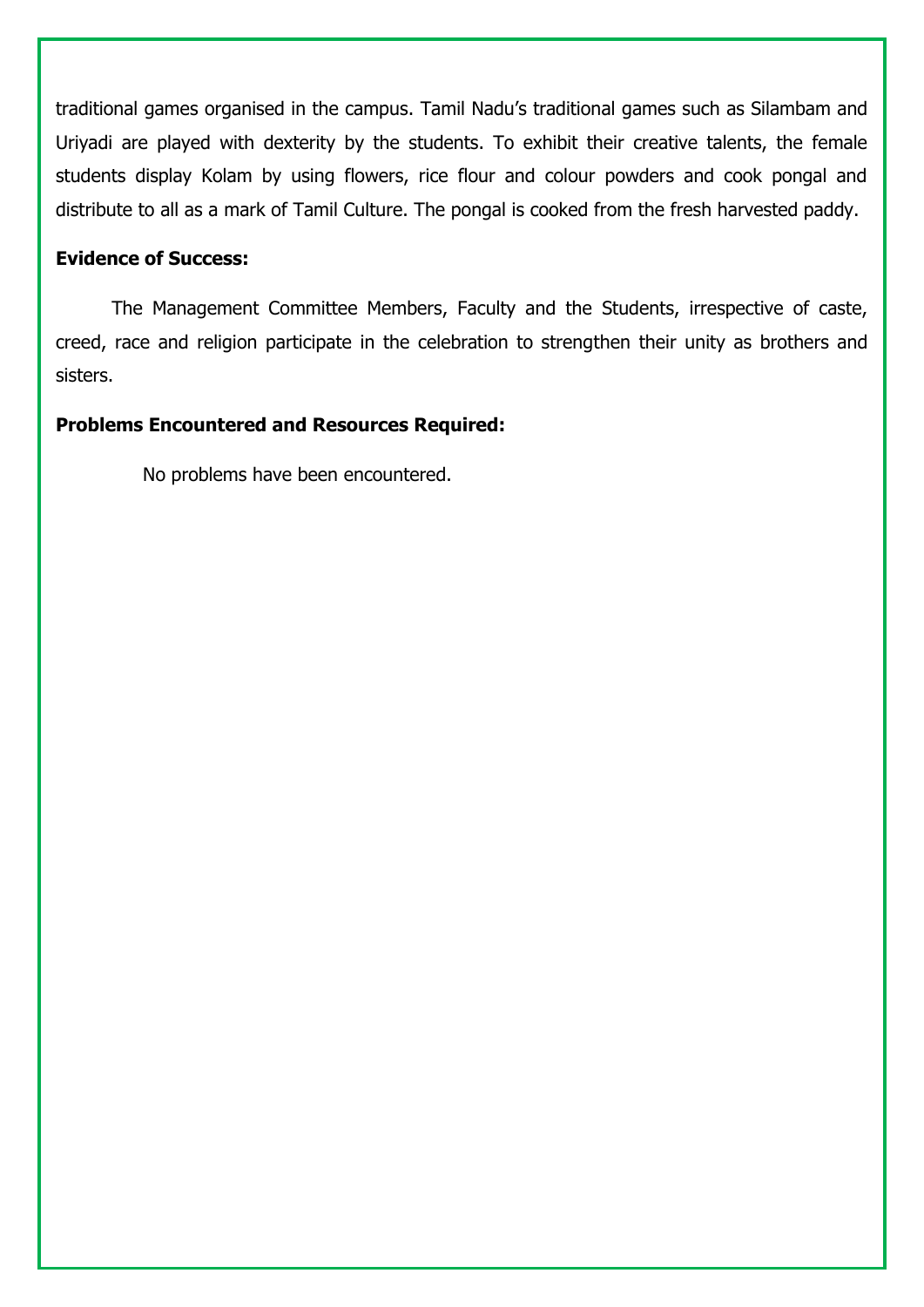traditional games organised in the campus. Tamil Nadu's traditional games such as Silambam and Uriyadi are played with dexterity by the students. To exhibit their creative talents, the female students display Kolam by using flowers, rice flour and colour powders and cook pongal and distribute to all as a mark of Tamil Culture. The pongal is cooked from the fresh harvested paddy.

**Evidence of Success:**

The Management Committee Members, Faculty and the Students, irrespective of caste, creed, race and religion participate in the celebration to strengthen their unity as brothers and sisters.

**Problems Encountered and Resources Required:**

No problems have been encountered.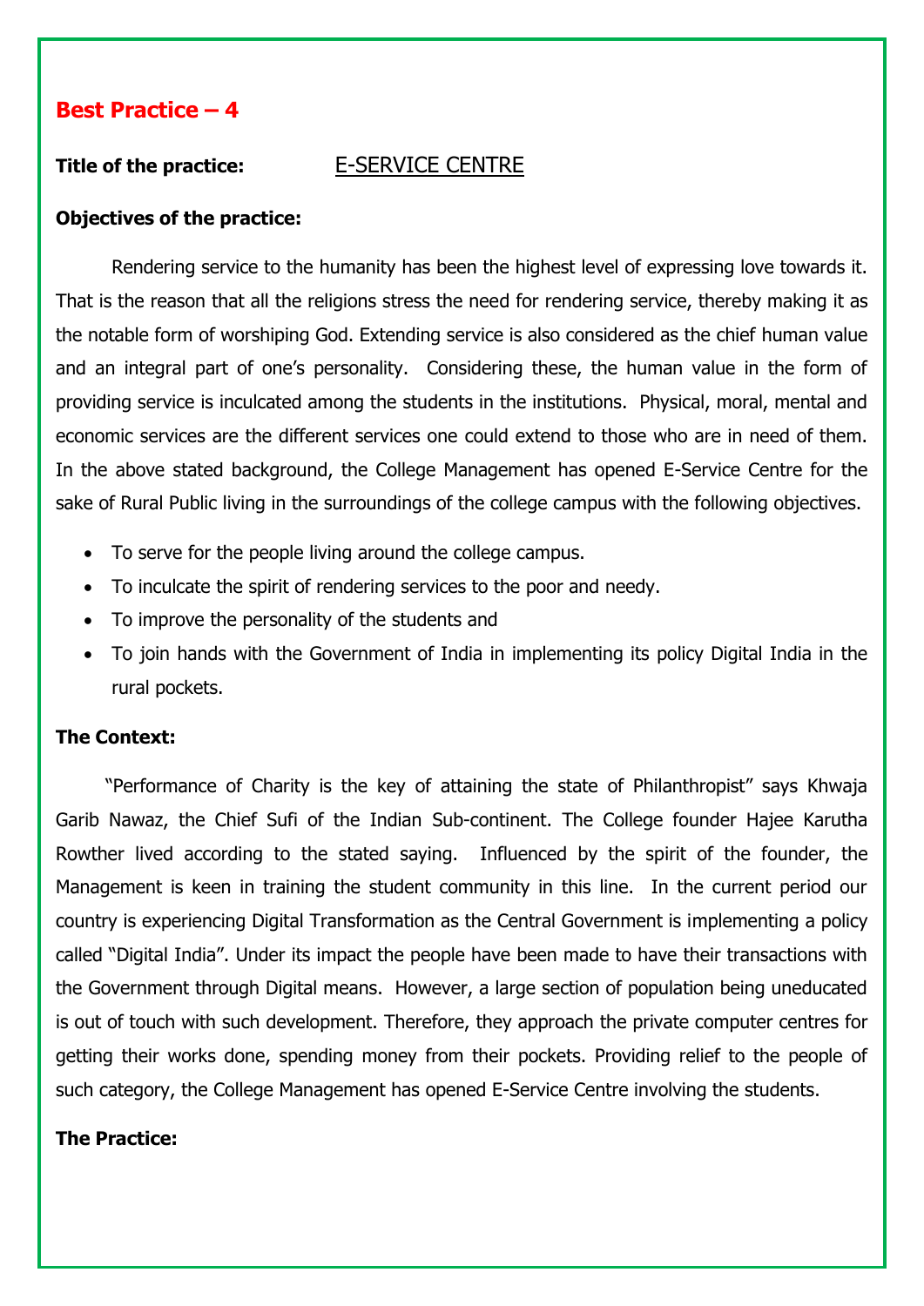## Best Practice – 4

**Title of the practice:** E-SERVICE CENTRE

**Objectives of the practice:**

Rendering service to the humanity has been the highest level of expressing love towards it. That is the reason that all the religions stress the need for rendering service, thereby making it as the notable form of worshiping God. Extending service is also considered as the chief human value and an integral part of one's personality. Considering these, the human value in the form of providing service is inculcated among the students in the institutions. Physical, moral, mental and economic services are the different services one could extend to those who are in need of them. In the above stated background, the College Management has opened E-Service Centre for the sake of Rural Public living in the surroundings of the college campus with the following objectives.

- To serve for the people living around the college campus.
- To inculcate the spirit of rendering services to the poor and needy.
- To improve the personality of the students and
- To join hands with the Government of India in implementing its policy Digital India in the rural pockets.

**The Context:**

"Performance of Charity is the key of attaining the state of Philanthropist" says Khwaja Garib Nawaz, the Chief Sufi of the Indian Sub-continent. The College founder Hajee Karutha Rowther lived according to the stated saying. Influenced by the spirit of the founder, the Management is keen in training the student community in this line. In the current period our country is experiencing Digital Transformation as the Central Government is implementing a policy called "Digital India". Under its impact the people have been made to have their transactions with the Government through Digital means. However, a large section of population being uneducated is out of touch with such development. Therefore, they approach the private computer centres for getting their works done, spending money from their pockets. Providing relief to the people of such category, the College Management has opened E-Service Centre involving the students.

**The Practice:**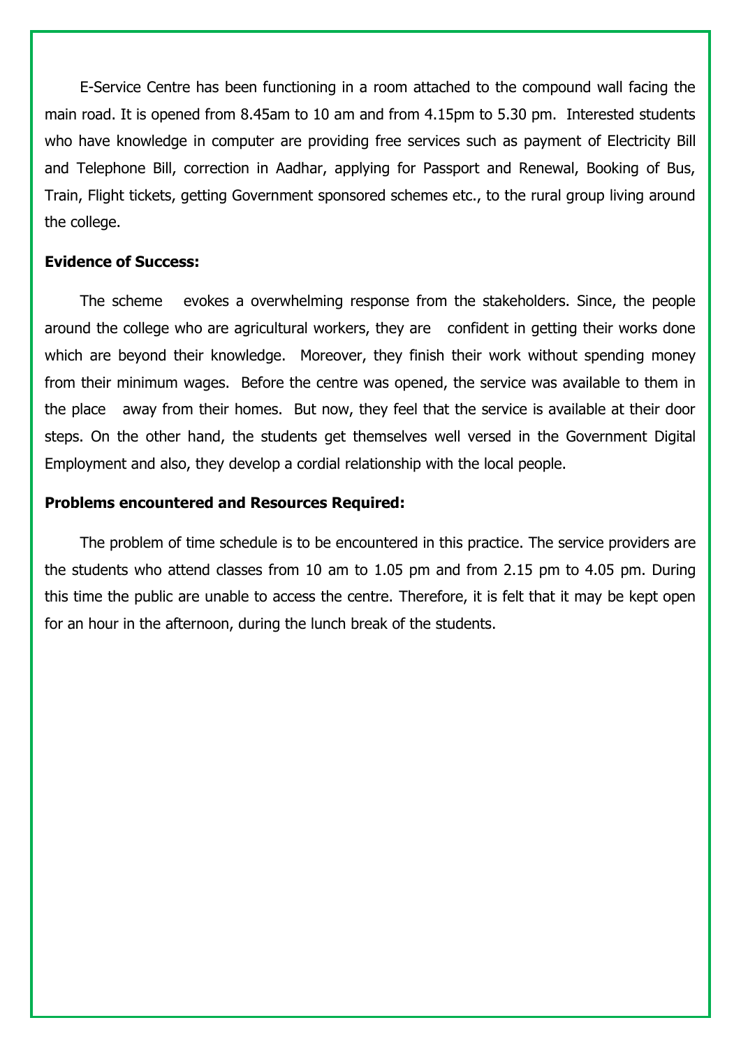E-Service Centre has been functioning in a room attached to the compound wall facing the main road. It is opened from 8.45am to 10 am and from 4.15pm to 5.30 pm. Interested students who have knowledge in computer are providing free services such as payment of Electricity Bill and Telephone Bill, correction in Aadhar, applying for Passport and Renewal, Booking of Bus, Train, Flight tickets, getting Government sponsored schemes etc., to the rural group living around the college.

**Evidence of Success:**

The scheme evokes a overwhelming response from the stakeholders. Since, the people around the college who are agricultural workers, they are confident in getting their works done which are beyond their knowledge. Moreover, they finish their work without spending money from their minimum wages. Before the centre was opened, the service was available to them in the place away from their homes. But now, they feel that the service is available at their door steps. On the other hand, the students get themselves well versed in the Government Digital Employment and also, they develop a cordial relationship with the local people.

**Problems encountered and Resources Required:**

The problem of time schedule is to be encountered in this practice. The service providers are the students who attend classes from 10 am to 1.05 pm and from 2.15 pm to 4.05 pm. During this time the public are unable to access the centre. Therefore, it is felt that it may be kept open for an hour in the afternoon, during the lunch break of the students.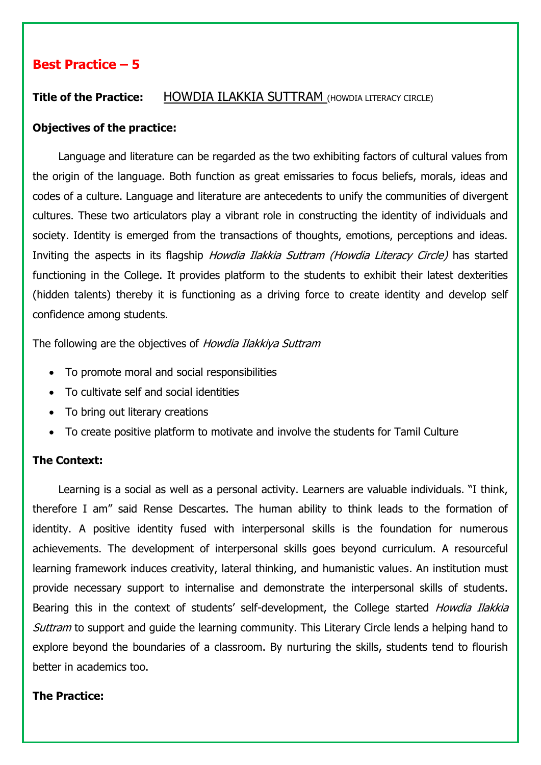## Best Practice – 5

**Title of the Practice:** HOWDIA ILAKKIA SUTTRAM (HOWDIA LITERACY CIRCLE)

**Objectives of the practice:**

Language and literature can be regarded as the two exhibiting factors of cultural values from the origin of the language. Both function as great emissaries to focus beliefs, morals, ideas and codes of a culture. Language and literature are antecedents to unify the communities of divergent cultures. These two articulators play a vibrant role in constructing the identity of individuals and society. Identity is emerged from the transactions of thoughts, emotions, perceptions and ideas. Inviting the aspects in its flagship *Howdia Ilakkia Suttram (Howdia Literacy Circle)* has started functioning in the College. It provides platform to the students to exhibit their latest dexterities (hidden talents) thereby it is functioning as a driving force to create identity and develop self confidence among students.

The following are the objectives of *Howdia Ilakkiya Suttram*

- To promote moral and social responsibilities
- To cultivate self and social identities
- To bring out literary creations
- To create positive platform to motivate and involve the students for Tamil Culture

**The Context:**

Learning is a social as well as a personal activity. Learners are valuable individuals. "I think, therefore I am" said Rense Descartes. The human ability to think leads to the formation of identity. A positive identity fused with interpersonal skills is the foundation for numerous achievements. The development of interpersonal skills goes beyond curriculum. A resourceful learning framework induces creativity, lateral thinking, and humanistic values. An institution must provide necessary support to internalise and demonstrate the interpersonal skills of students. Bearing this in the context of students' self-development, the College started *Howdia Ilakkia Suttram* to support and guide the learning community. This Literary Circle lends a helping hand to explore beyond the boundaries of a classroom. By nurturing the skills, students tend to flourish better in academics too.

**The Practice:**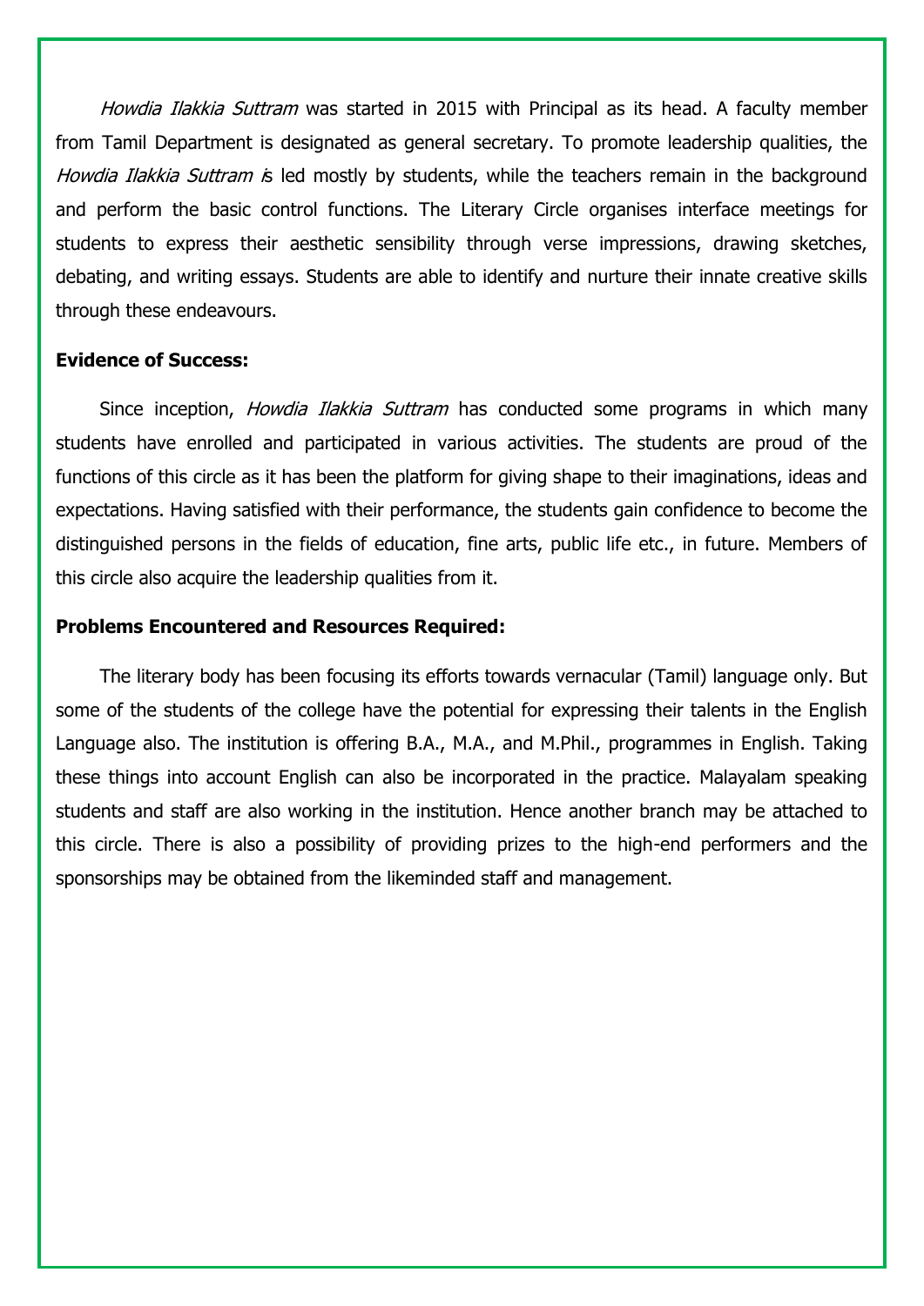*Howdia Ilakkia Suttram* was started in 2015 with Principal as its head. A faculty member from Tamil Department is designated as general secretary. To promote leadership qualities, the *Howdia Ilakkia Suttram* is led mostly by students, while the teachers remain in the background and perform the basic control functions. The Literary Circle organises interface meetings for students to express their aesthetic sensibility through verse impressions, drawing sketches, debating, and writing essays. Students are able to identify and nurture their innate creative skills through these endeavours.

**Evidence of Success:**

Since inception, *Howdia Ilakkia Suttram* has conducted some programs in which many students have enrolled and participated in various activities. The students are proud of the functions of this circle as it has been the platform for giving shape to their imaginations, ideas and expectations. Having satisfied with their performance, the students gain confidence to become the distinguished persons in the fields of education, fine arts, public life etc., in future. Members of this circle also acquire the leadership qualities from it.

**Problems Encountered and Resources Required:**

The literary body has been focusing its efforts towards vernacular (Tamil) language only. But some of the students of the college have the potential for expressing their talents in the English Language also. The institution is offering B.A., M.A., and M.Phil., programmes in English. Taking these things into account English can also be incorporated in the practice. Malayalam speaking students and staff are also working in the institution. Hence another branch may be attached to this circle. There is also a possibility of providing prizes to the high-end performers and the sponsorships may be obtained from the likeminded staff and management.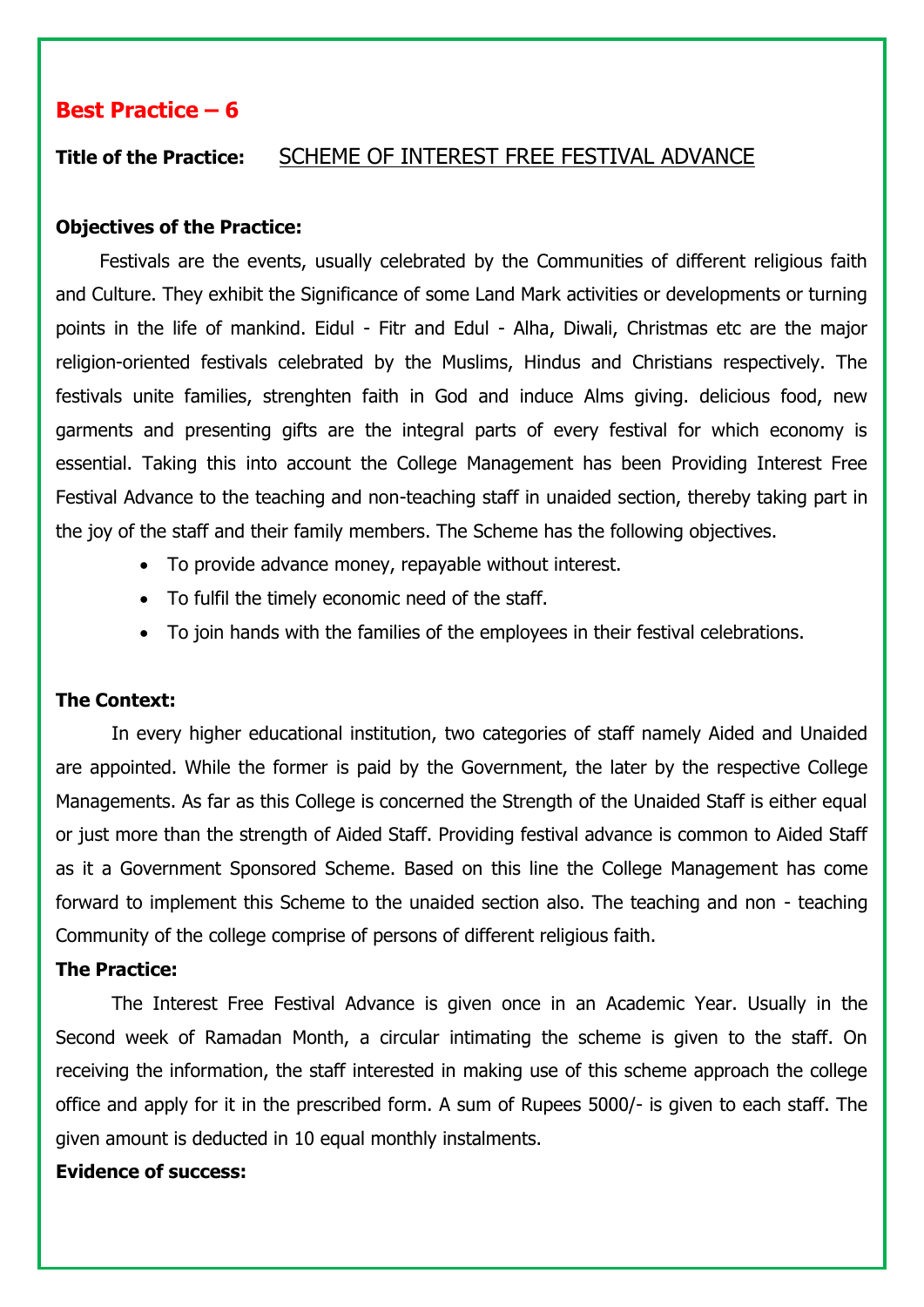## Best Practice – 6

**Title of the Practice:** SCHEME OF INTEREST FREE FESTIVAL ADVANCE

**Objectives of the Practice:**

Festivals are the events, usually celebrated by the Communities of different religious faith and Culture. They exhibit the Significance of some Land Mark activities or developments or turning points in the life of mankind. Eidul - Fitr and Edul - Alha, Diwali, Christmas etc are the major religion-oriented festivals celebrated by the Muslims, Hindus and Christians respectively. The festivals unite families, strenghten faith in God and induce Alms giving. delicious food, new garments and presenting gifts are the integral parts of every festival for which economy is essential. Taking this into account the College Management has been Providing Interest Free Festival Advance to the teaching and non-teaching staff in unaided section, thereby taking part in the joy of the staff and their family members. The Scheme has the following objectives.

- To provide advance money, repayable without interest.
- To fulfil the timely economic need of the staff.
- To join hands with the families of the employees in their festival celebrations.

**The Context:**

In every higher educational institution, two categories of staff namely Aided and Unaided are appointed. While the former is paid by the Government, the later by the respective College Managements. As far as this College is concerned the Strength of the Unaided Staff is either equal or just more than the strength of Aided Staff. Providing festival advance is common to Aided Staff as it a Government Sponsored Scheme. Based on this line the College Management has come forward to implement this Scheme to the unaided section also. The teaching and non - teaching Community of the college comprise of persons of different religious faith.

**The Practice:**

The Interest Free Festival Advance is given once in an Academic Year. Usually in the Second week of Ramadan Month, a circular intimating the scheme is given to the staff. On receiving the information, the staff interested in making use of this scheme approach the college office and apply for it in the prescribed form. A sum of Rupees 5000/- is given to each staff. The given amount is deducted in 10 equal monthly instalments.

**Evidence of success:**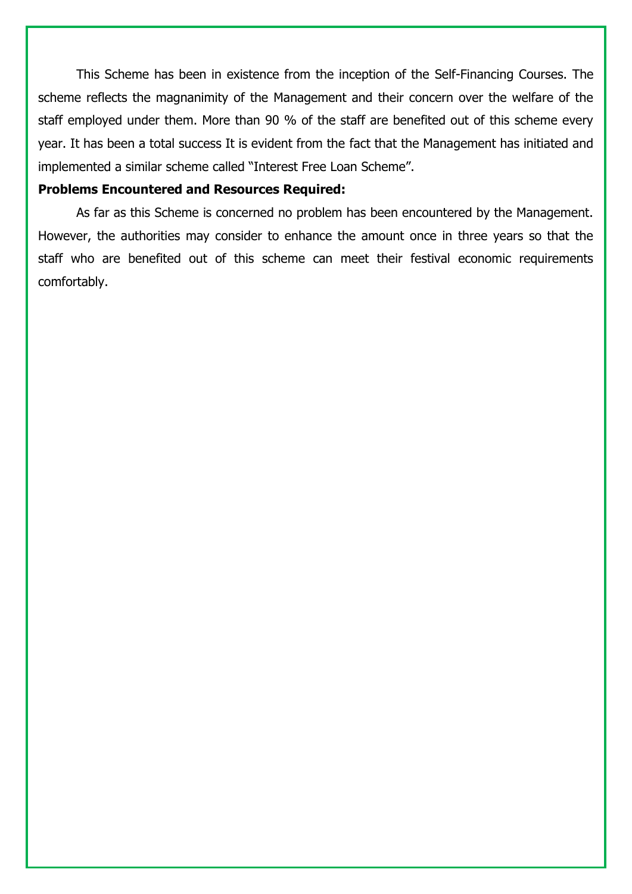This Scheme has been in existence from the inception of the Self-Financing Courses. The scheme reflects the magnanimity of the Management and their concern over the welfare of the staff employed under them. More than 90 % of the staff are benefited out of this scheme every year. It has been a total success It is evident from the fact that the Management has initiated and implemented a similar scheme called "Interest Free Loan Scheme".

**Problems Encountered and Resources Required:**

As far as this Scheme is concerned no problem has been encountered by the Management. However, the authorities may consider to enhance the amount once in three years so that the staff who are benefited out of this scheme can meet their festival economic requirements comfortably.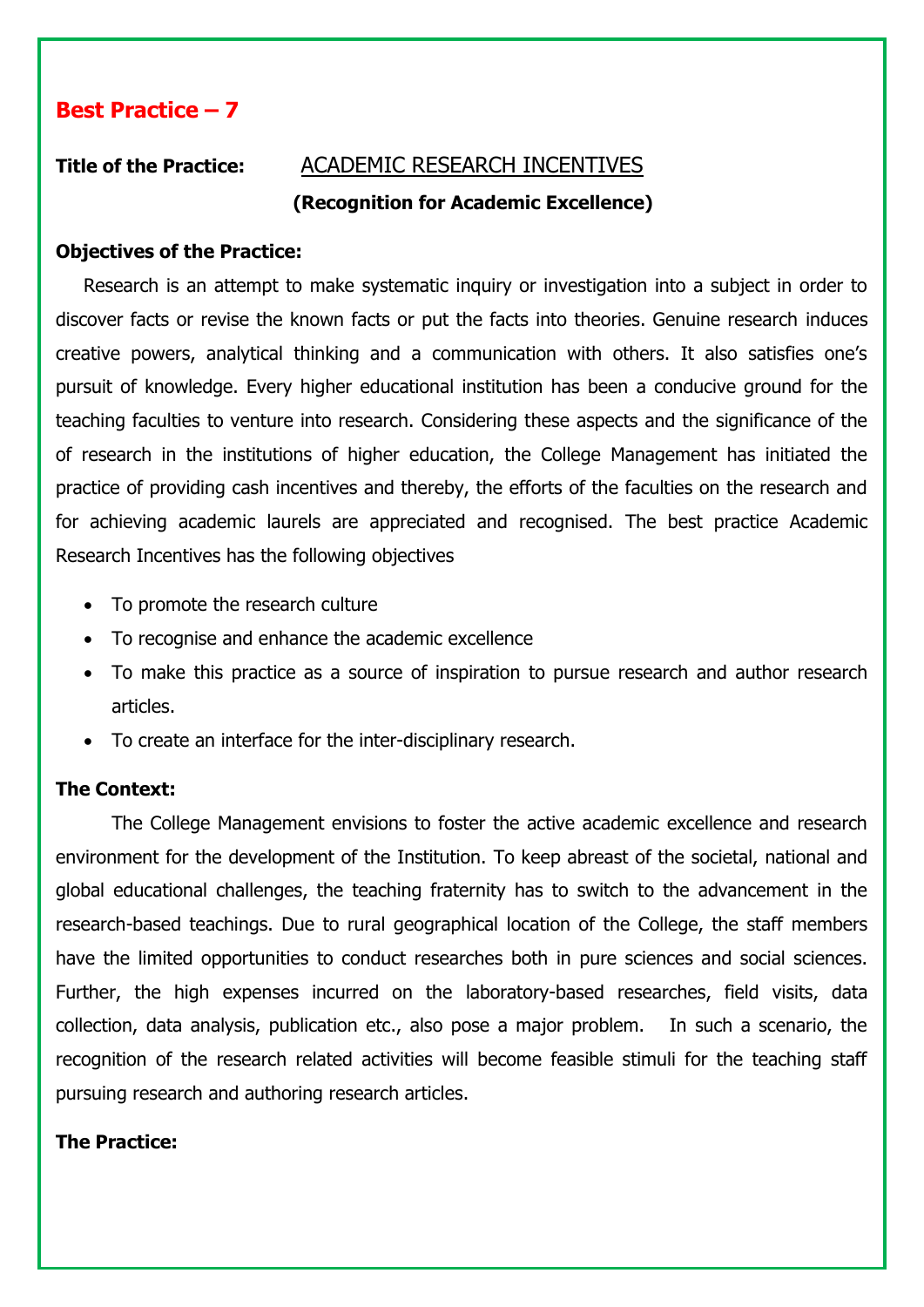## Best Practice – 7

**Title of the Practice:** ACADEMIC RESEARCH INCENTIVES

**(Recognition for Academic Excellence)**

**Objectives of the Practice:**

Research is an attempt to make systematic inquiry or investigation into a subject in order to discover facts or revise the known facts or put the facts into theories. Genuine research induces creative powers, analytical thinking and a communication with others. It also satisfies one's pursuit of knowledge. Every higher educational institution has been a conducive ground for the teaching faculties to venture into research. Considering these aspects and the significance of the of research in the institutions of higher education, the College Management has initiated the practice of providing cash incentives and thereby, the efforts of the faculties on the research and for achieving academic laurels are appreciated and recognised. The best practice Academic Research Incentives has the following objectives

- To promote the research culture
- To recognise and enhance the academic excellence
- To make this practice as a source of inspiration to pursue research and author research articles.
- To create an interface for the inter-disciplinary research.

**The Context:**

The College Management envisions to foster the active academic excellence and research environment for the development of the Institution. To keep abreast of the societal, national and global educational challenges, the teaching fraternity has to switch to the advancement in the research-based teachings. Due to rural geographical location of the College, the staff members have the limited opportunities to conduct researches both in pure sciences and social sciences. Further, the high expenses incurred on the laboratory-based researches, field visits, data collection, data analysis, publication etc., also pose a major problem. In such a scenario, the recognition of the research related activities will become feasible stimuli for the teaching staff pursuing research and authoring research articles.

**The Practice:**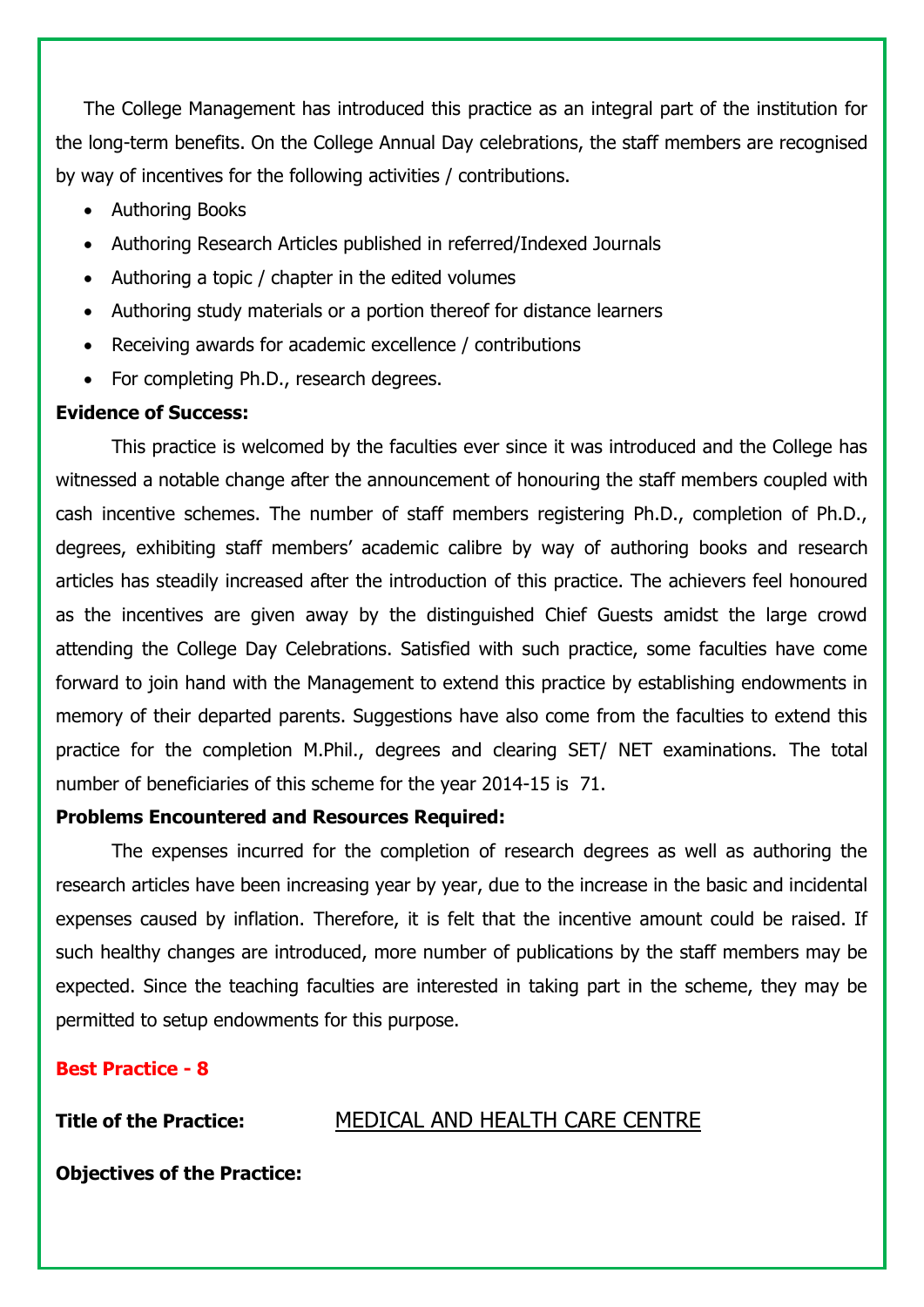The College Management has introduced this practice as an integral part of the institution for the long-term benefits. On the College Annual Day celebrations, the staff members are recognised by way of incentives for the following activities / contributions.

- Authoring Books
- Authoring Research Articles published in referred/Indexed Journals
- Authoring a topic / chapter in the edited volumes
- Authoring study materials or a portion thereof for distance learners
- Receiving awards for academic excellence / contributions
- For completing Ph.D., research degrees.

**Evidence of Success:**

This practice is welcomed by the faculties ever since it was introduced and the College has witnessed a notable change after the announcement of honouring the staff members coupled with cash incentive schemes. The number of staff members registering Ph.D., completion of Ph.D., degrees, exhibiting staff members' academic calibre by way of authoring books and research articles has steadily increased after the introduction of this practice. The achievers feel honoured as the incentives are given away by the distinguished Chief Guests amidst the large crowd attending the College Day Celebrations. Satisfied with such practice, some faculties have come forward to join hand with the Management to extend this practice by establishing endowments in memory of their departed parents. Suggestions have also come from the faculties to extend this practice for the completion M.Phil., degrees and clearing SET/ NET examinations. The total number of beneficiaries of this scheme for the year 2014-15 is 71.

**Problems Encountered and Resources Required:**

The expenses incurred for the completion of research degrees as well as authoring the research articles have been increasing year by year, due to the increase in the basic and incidental expenses caused by inflation. Therefore, it is felt that the incentive amount could be raised. If such healthy changes are introduced, more number of publications by the staff members may be expected. Since the teaching faculties are interested in taking part in the scheme, they may be permitted to setup endowments for this purpose.

**Best Practice - 8**

**Title of the Practice:** MEDICAL AND HEALTH CARE CENTRE

**Objectives of the Practice:**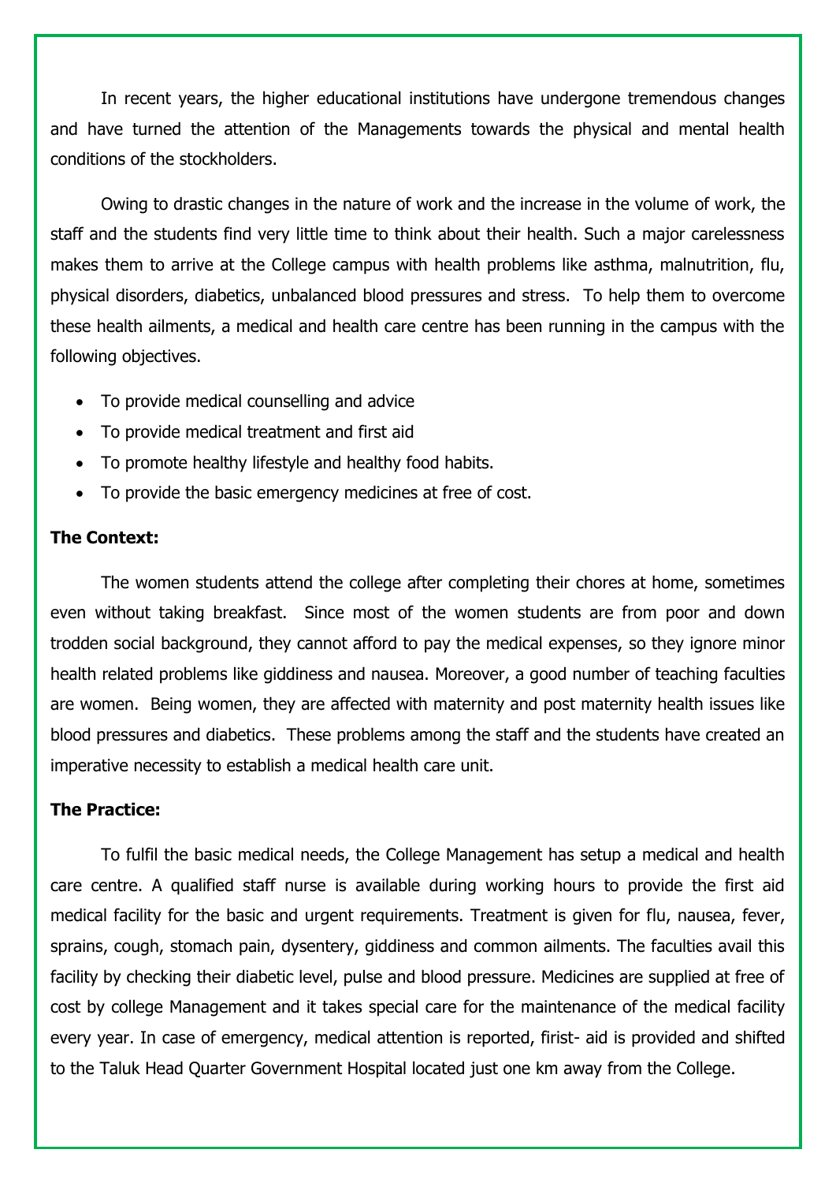In recent years, the higher educational institutions have undergone tremendous changes and have turned the attention of the Managements towards the physical and mental health conditions of the stockholders.

Owing to drastic changes in the nature of work and the increase in the volume of work, the staff and the students find very little time to think about their health. Such a major carelessness makes them to arrive at the College campus with health problems like asthma, malnutrition, flu, physical disorders, diabetics, unbalanced blood pressures and stress. To help them to overcome these health ailments, a medical and health care centre has been running in the campus with the following objectives.

- To provide medical counselling and advice
- To provide medical treatment and first aid
- To promote healthy lifestyle and healthy food habits.
- To provide the basic emergency medicines at free of cost.

**The Context:**

The women students attend the college after completing their chores at home, sometimes even without taking breakfast. Since most of the women students are from poor and down trodden social background, they cannot afford to pay the medical expenses, so they ignore minor health related problems like giddiness and nausea. Moreover, a good number of teaching faculties are women. Being women, they are affected with maternity and post maternity health issues like blood pressures and diabetics. These problems among the staff and the students have created an imperative necessity to establish a medical health care unit.

**The Practice:**

To fulfil the basic medical needs, the College Management has setup a medical and health care centre. A qualified staff nurse is available during working hours to provide the first aid medical facility for the basic and urgent requirements. Treatment is given for flu, nausea, fever, sprains, cough, stomach pain, dysentery, giddiness and common ailments. The faculties avail this facility by checking their diabetic level, pulse and blood pressure. Medicines are supplied at free of cost by college Management and it takes special care for the maintenance of the medical facility every year. In case of emergency, medical attention is reported, first- aid is provided and shifted to the Taluk Head Quarter Government Hospital located just one km away from the College.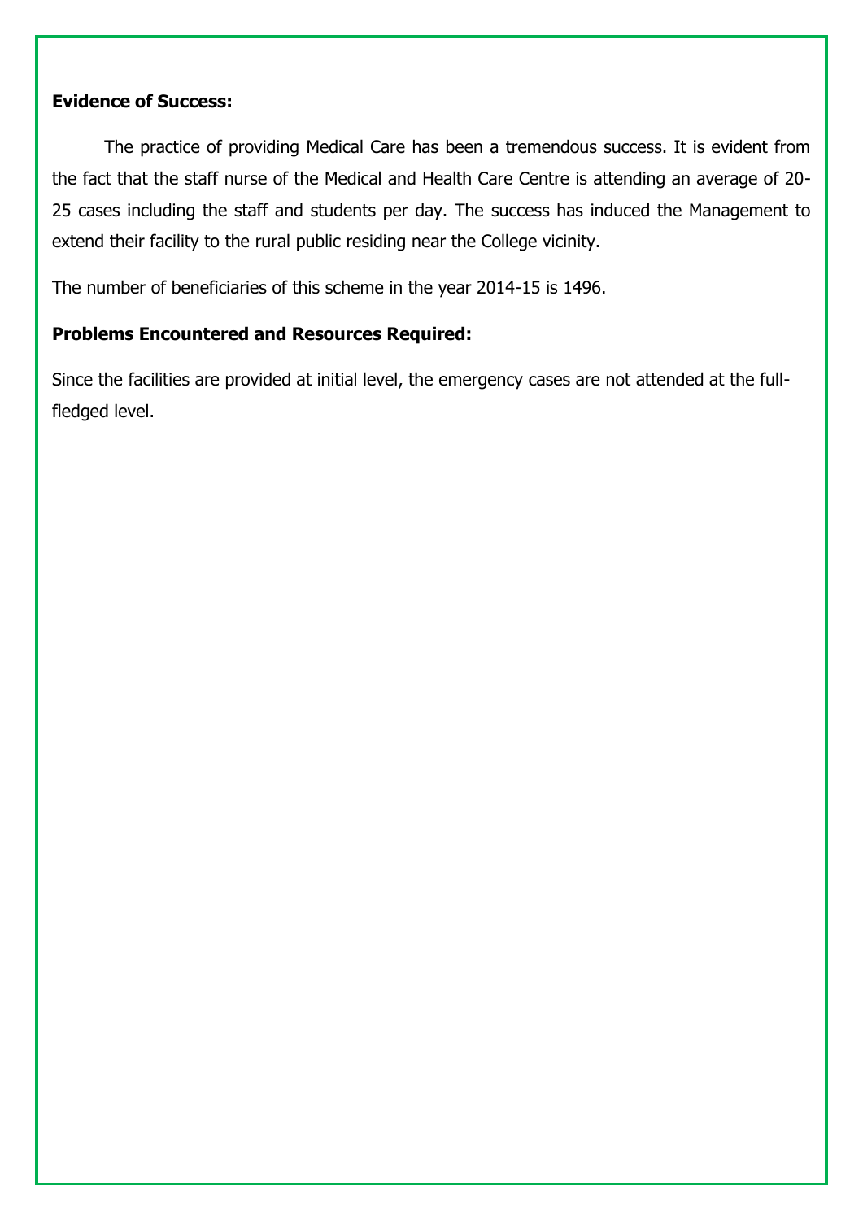**Evidence of Success:**

The practice of providing Medical Care has been a tremendous success. It is evident from the fact that the staff nurse of the Medical and Health Care Centre is attending an average of 20-25 cases including the staff and students per day. The success has induced the Management to extend their facility to the rural public residing near the College vicinity.

The number of beneficiaries of this scheme in the year 2014-15 is 1496.

**Problems Encountered and Resources Required:**

Since the facilities are provided at initial level, the emergency cases are not attended at the full-fledged level.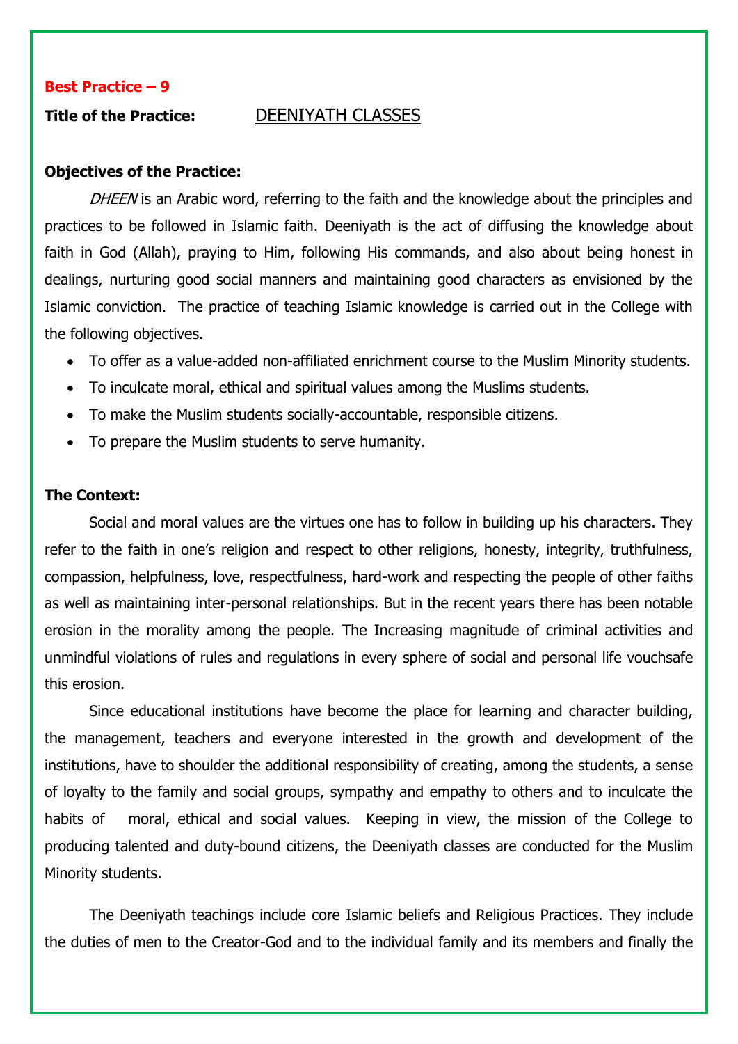**Best Practice – 9**

**Title of the Practice:** DEENIYATH CLASSES

**Objectives of the Practice:**

*DHEEN* is an Arabic word, referring to the faith and the knowledge about the principles and practices to be followed in Islamic faith. Deeniyath is the act of diffusing the knowledge about faith in God (Allah), praying to Him, following His commands, and also about being honest in dealings, nurturing good social manners and maintaining good characters as envisioned by the Islamic conviction. The practice of teaching Islamic knowledge is carried out in the College with the following objectives.

- To offer as a value-added non-affiliated enrichment course to the Muslim Minority students.
- To inculcate moral, ethical and spiritual values among the Muslims students.
- To make the Muslim students socially-accountable, responsible citizens.
- To prepare the Muslim students to serve humanity.

**The Context:**

Social and moral values are the virtues one has to follow in building up his characters. They refer to the faith in one's religion and respect to other religions, honesty, integrity, truthfulness, compassion, helpfulness, love, respectfulness, hard-work and respecting the people of other faiths as well as maintaining inter-personal relationships. But in the recent years there has been notable erosion in the morality among the people. The Increasing magnitude of criminal activities and unmindful violations of rules and regulations in every sphere of social and personal life vouchsafe this erosion.

Since educational institutions have become the place for learning and character building, the management, teachers and everyone interested in the growth and development of the institutions, have to shoulder the additional responsibility of creating, among the students, a sense of loyalty to the family and social groups, sympathy and empathy to others and to inculcate the habits of moral, ethical and social values. Keeping in view, the mission of the College to producing talented and duty-bound citizens, the Deeniyath classes are conducted for the Muslim Minority students.

The Deeniyath teachings include core Islamic beliefs and Religious Practices. They include the duties of men to the Creator-God and to the individual family and its members and finally the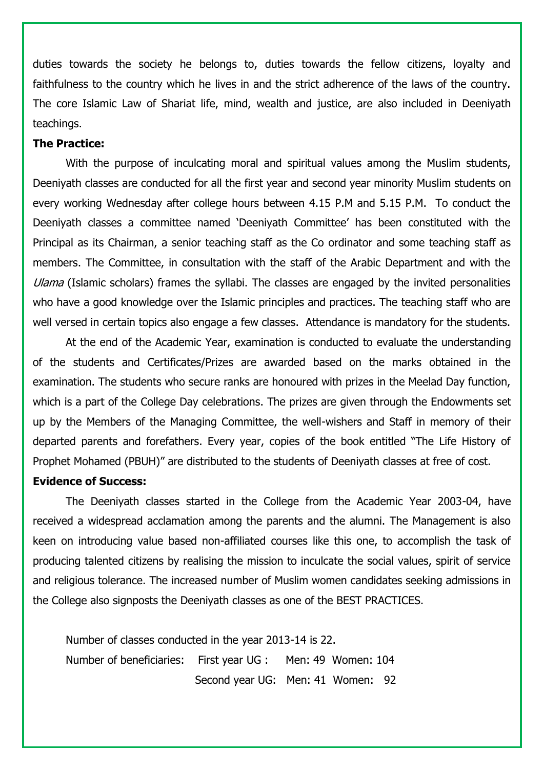duties towards the society he belongs to, duties towards the fellow citizens, loyalty and faithfulness to the country which he lives in and the strict adherence of the laws of the country. The core Islamic Law of Shariat life, mind, wealth and justice, are also included in Deeniyath teachings.

**The Practice:**

With the purpose of inculcating moral and spiritual values among the Muslim students, Deeniyath classes are conducted for all the first year and second year minority Muslim students on every working Wednesday after college hours between 4.15 P.M and 5.15 P.M. To conduct the Deeniyath classes a committee named 'Deeniyath Committee' has been constituted with the Principal as its Chairman, a senior teaching staff as the Co ordinator and some teaching staff as members. The Committee, in consultation with the staff of the Arabic Department and with the *Ulama* (Islamic scholars) frames the syllabi. The classes are engaged by the invited personalities who have a good knowledge over the Islamic principles and practices. The teaching staff who are well versed in certain topics also engage a few classes. Attendance is mandatory for the students.

At the end of the Academic Year, examination is conducted to evaluate the understanding of the students and Certificates/Prizes are awarded based on the marks obtained in the examination. The students who secure ranks are honoured with prizes in the Meelad Day function, which is a part of the College Day celebrations. The prizes are given through the Endowments set up by the Members of the Managing Committee, the well-wishers and Staff in memory of their departed parents and forefathers. Every year, copies of the book entitled "The Life History of Prophet Mohamed (PBUH)" are distributed to the students of Deeniyath classes at free of cost.

**Evidence of Success:**

The Deeniyath classes started in the College from the Academic Year 2003-04, have received a widespread acclamation among the parents and the alumni. The Management is also keen on introducing value based non-affiliated courses like this one, to accomplish the task of producing talented citizens by realising the mission to inculcate the social values, spirit of service and religious tolerance. The increased number of Muslim women candidates seeking admissions in the College also signposts the Deeniyath classes as one of the BEST PRACTICES.

Number of classes conducted in the year 2013-14 is 22.

Number of beneficiaries: First year UG : Men: 49 Women: 104

Second year UG: Men: 41 Women: 92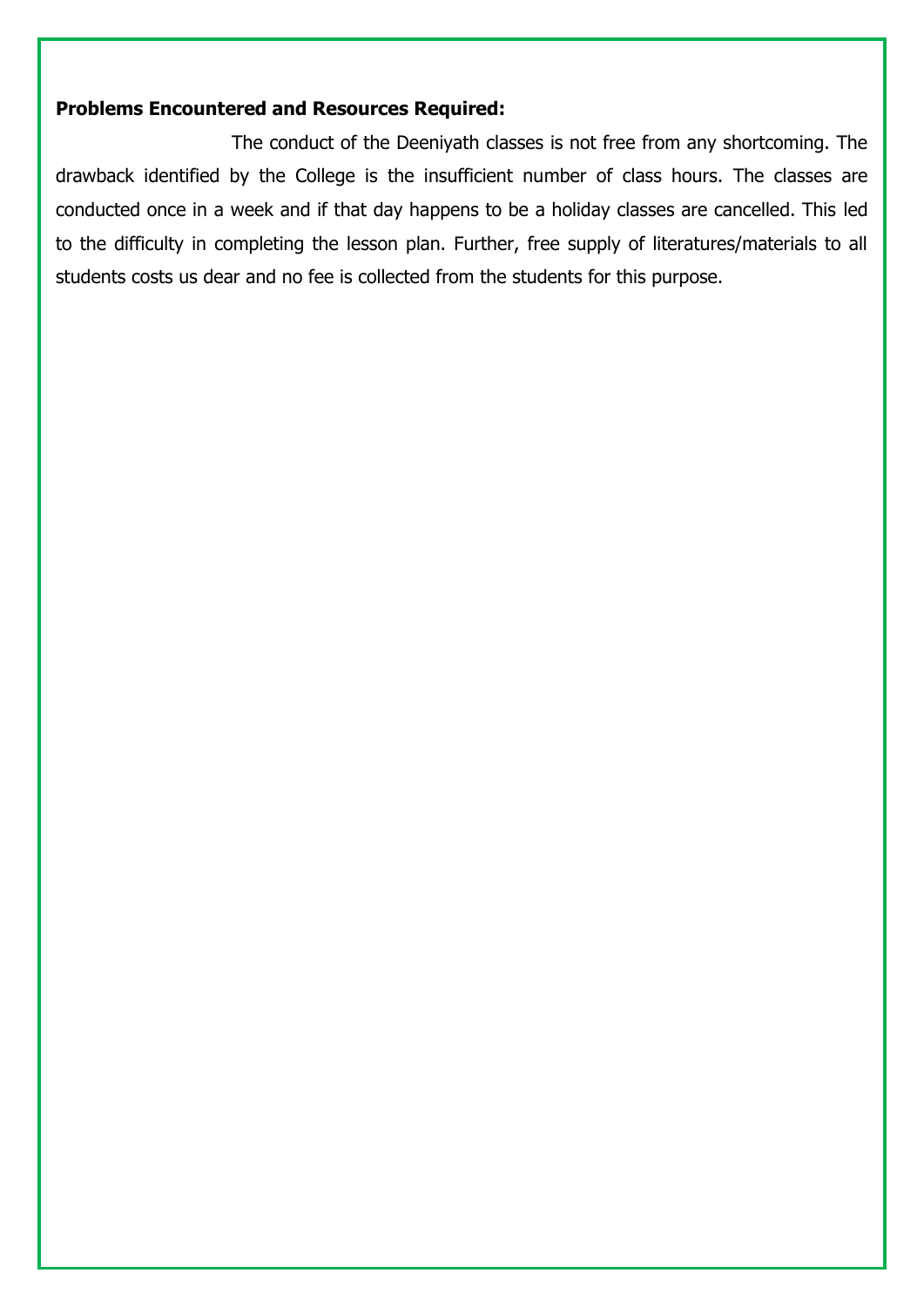**Problems Encountered and Resources Required:**

The conduct of the Deeniyath classes is not free from any shortcoming. The drawback identified by the College is the insufficient number of class hours. The classes are conducted once in a week and if that day happens to be a holiday classes are cancelled. This led to the difficulty in completing the lesson plan. Further, free supply of literatures/materials to all students costs us dear and no fee is collected from the students for this purpose.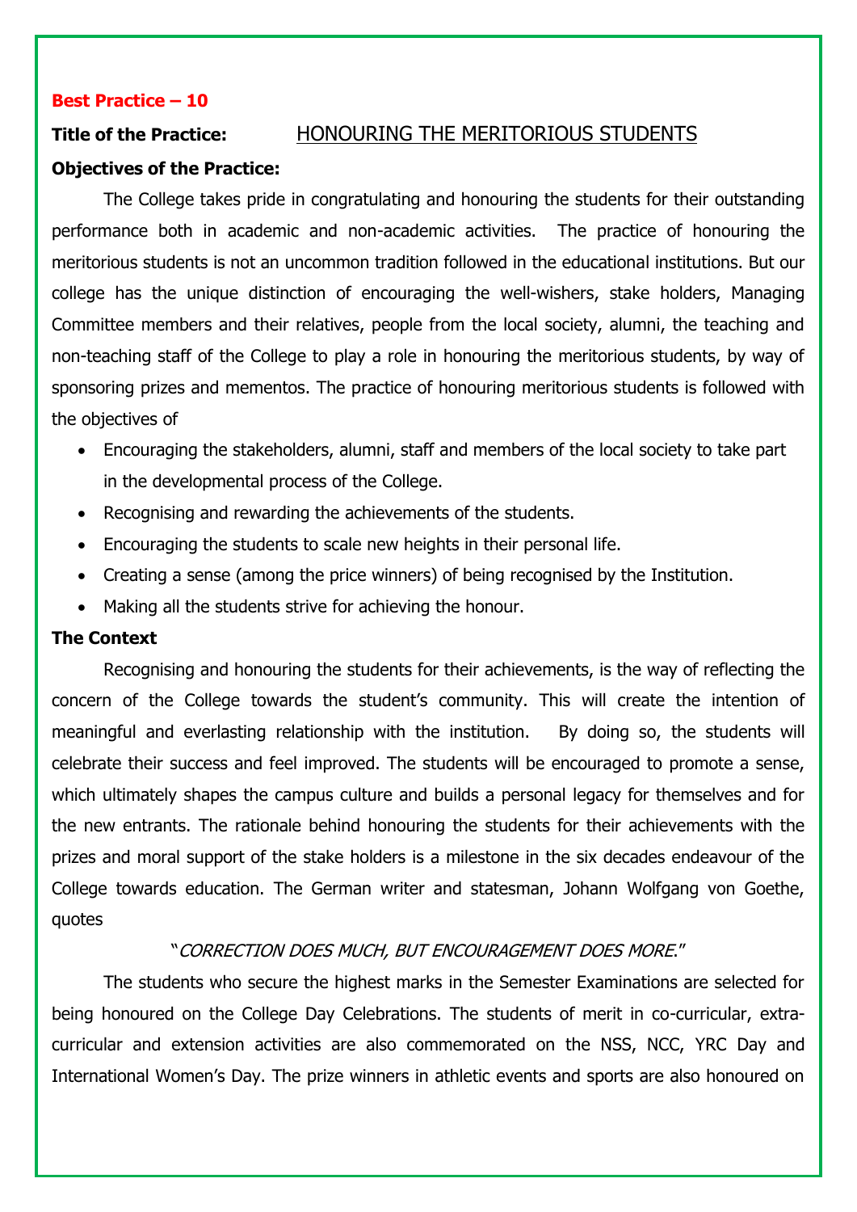**Best Practice – 10**

**Title of the Practice:** HONOURING THE MERITORIOUS STUDENTS

**Objectives of the Practice:**

The College takes pride in congratulating and honouring the students for their outstanding performance both in academic and non-academic activities. The practice of honouring the meritorious students is not an uncommon tradition followed in the educational institutions. But our college has the unique distinction of encouraging the well-wishers, stake holders, Managing Committee members and their relatives, people from the local society, alumni, the teaching and non-teaching staff of the College to play a role in honouring the meritorious students, by way of sponsoring prizes and mementos. The practice of honouring meritorious students is followed with the objectives of

- Encouraging the stakeholders, alumni, staff and members of the local society to take part in the developmental process of the College.
- Recognising and rewarding the achievements of the students.
- Encouraging the students to scale new heights in their personal life.
- Creating a sense (among the price winners) of being recognised by the Institution.
- Making all the students strive for achieving the honour.

**The Context**

Recognising and honouring the students for their achievements, is the way of reflecting the concern of the College towards the student's community. This will create the intention of meaningful and everlasting relationship with the institution. By doing so, the students will celebrate their success and feel improved. The students will be encouraged to promote a sense, which ultimately shapes the campus culture and builds a personal legacy for themselves and for the new entrants. The rationale behind honouring the students for their achievements with the prizes and moral support of the stake holders is a milestone in the six decades endeavour of the College towards education. The German writer and statesman, Johann Wolfgang von Goethe, quotes

"*CORRECTION DOES MUCH, BUT ENCOURAGEMENT DOES MORE.*"

The students who secure the highest marks in the Semester Examinations are selected for being honoured on the College Day Celebrations. The students of merit in co-curricular, extra-curricular and extension activities are also commemorated on the NSS, NCC, YRC Day and International Women's Day. The prize winners in athletic events and sports are also honoured on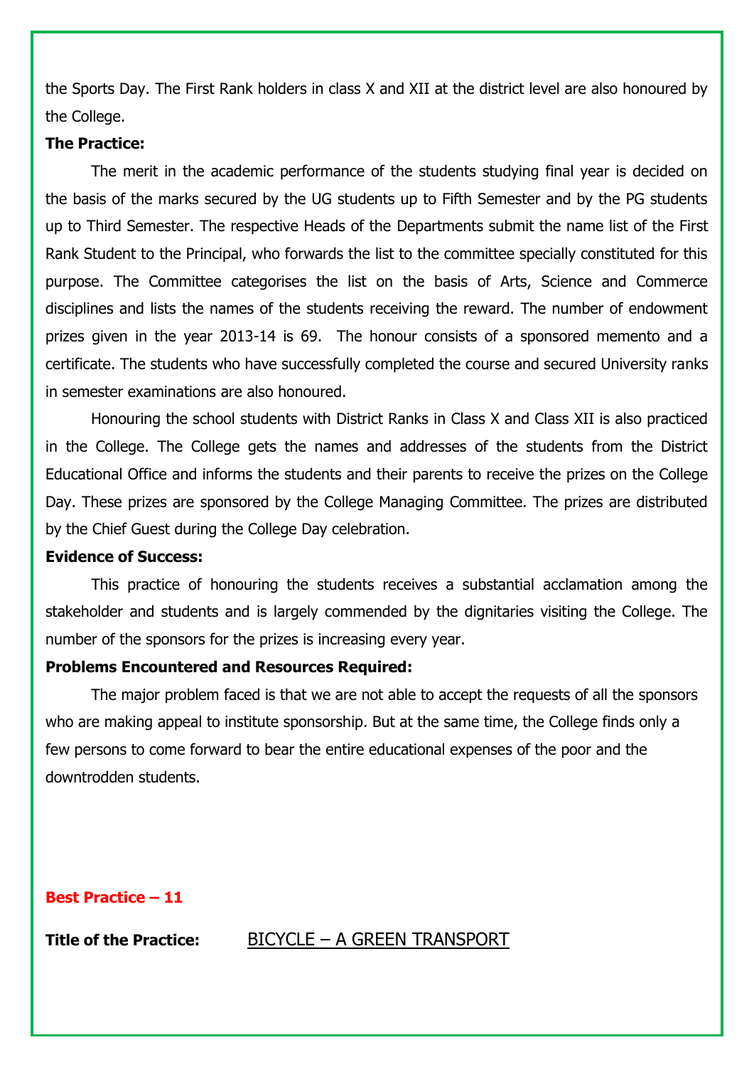the Sports Day. The First Rank holders in class X and XII at the district level are also honoured by the College.

**The Practice:**

The merit in the academic performance of the students studying final year is decided on the basis of the marks secured by the UG students up to Fifth Semester and by the PG students up to Third Semester. The respective Heads of the Departments submit the name list of the First Rank Student to the Principal, who forwards the list to the committee specially constituted for this purpose. The Committee categorises the list on the basis of Arts, Science and Commerce disciplines and lists the names of the students receiving the reward. The number of endowment prizes given in the year 2013-14 is 69. The honour consists of a sponsored memento and a certificate. The students who have successfully completed the course and secured University ranks in semester examinations are also honoured.

Honouring the school students with District Ranks in Class X and Class XII is also practiced in the College. The College gets the names and addresses of the students from the District Educational Office and informs the students and their parents to receive the prizes on the College Day. These prizes are sponsored by the College Managing Committee. The prizes are distributed by the Chief Guest during the College Day celebration.

**Evidence of Success:**

This practice of honouring the students receives a substantial acclamation among the stakeholder and students and is largely commended by the dignitaries visiting the College. The number of the sponsors for the prizes is increasing every year.

**Problems Encountered and Resources Required:**

The major problem faced is that we are not able to accept the requests of all the sponsors who are making appeal to institute sponsorship. But at the same time, the College finds only a few persons to come forward to bear the entire educational expenses of the poor and the downtrodden students.

**Best Practice – 11**

**Title of the Practice:** BICYCLE – A GREEN TRANSPORT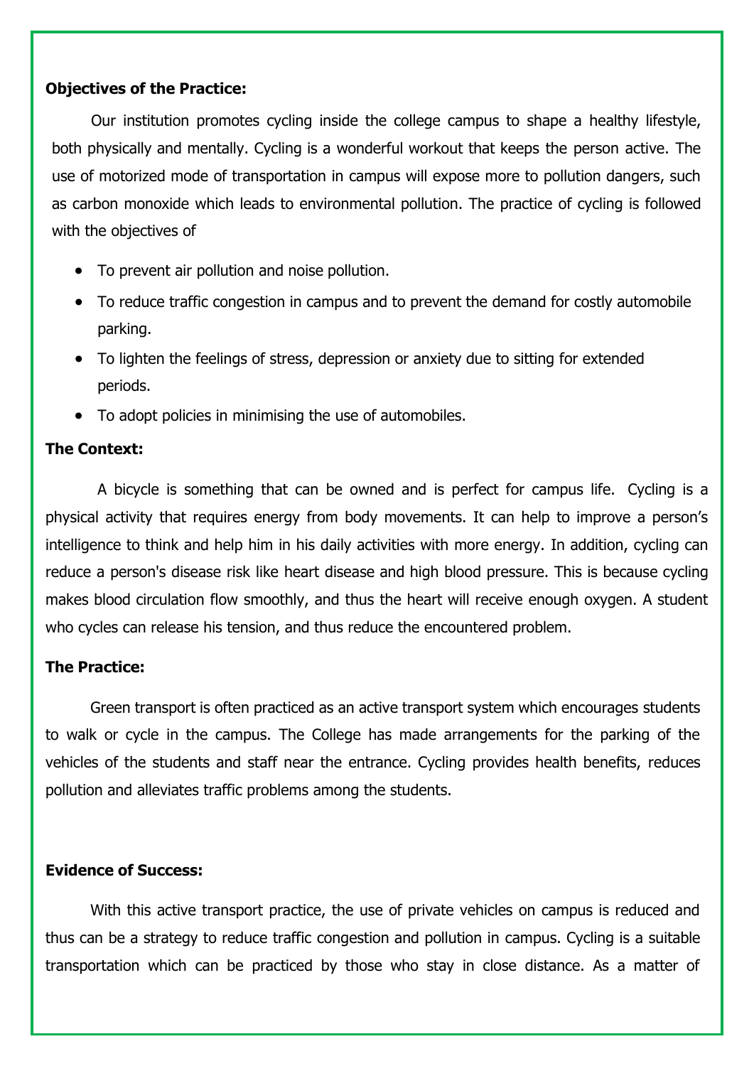**Objectives of the Practice:**

Our institution promotes cycling inside the college campus to shape a healthy lifestyle, both physically and mentally. Cycling is a wonderful workout that keeps the person active. The use of motorized mode of transportation in campus will expose more to pollution dangers, such as carbon monoxide which leads to environmental pollution. The practice of cycling is followed with the objectives of

- To prevent air pollution and noise pollution.
- To reduce traffic congestion in campus and to prevent the demand for costly automobile parking.
- To lighten the feelings of stress, depression or anxiety due to sitting for extended periods.
- To adopt policies in minimising the use of automobiles.

**The Context:**

A bicycle is something that can be owned and is perfect for campus life. Cycling is a physical activity that requires energy from body movements. It can help to improve a person's intelligence to think and help him in his daily activities with more energy. In addition, cycling can reduce a person's disease risk like heart disease and high blood pressure. This is because cycling makes blood circulation flow smoothly, and thus the heart will receive enough oxygen. A student who cycles can release his tension, and thus reduce the encountered problem.

**The Practice:**

Green transport is often practiced as an active transport system which encourages students to walk or cycle in the campus. The College has made arrangements for the parking of the vehicles of the students and staff near the entrance. Cycling provides health benefits, reduces pollution and alleviates traffic problems among the students.

**Evidence of Success:**

With this active transport practice, the use of private vehicles on campus is reduced and thus can be a strategy to reduce traffic congestion and pollution in campus. Cycling is a suitable transportation which can be practiced by those who stay in close distance. As a matter of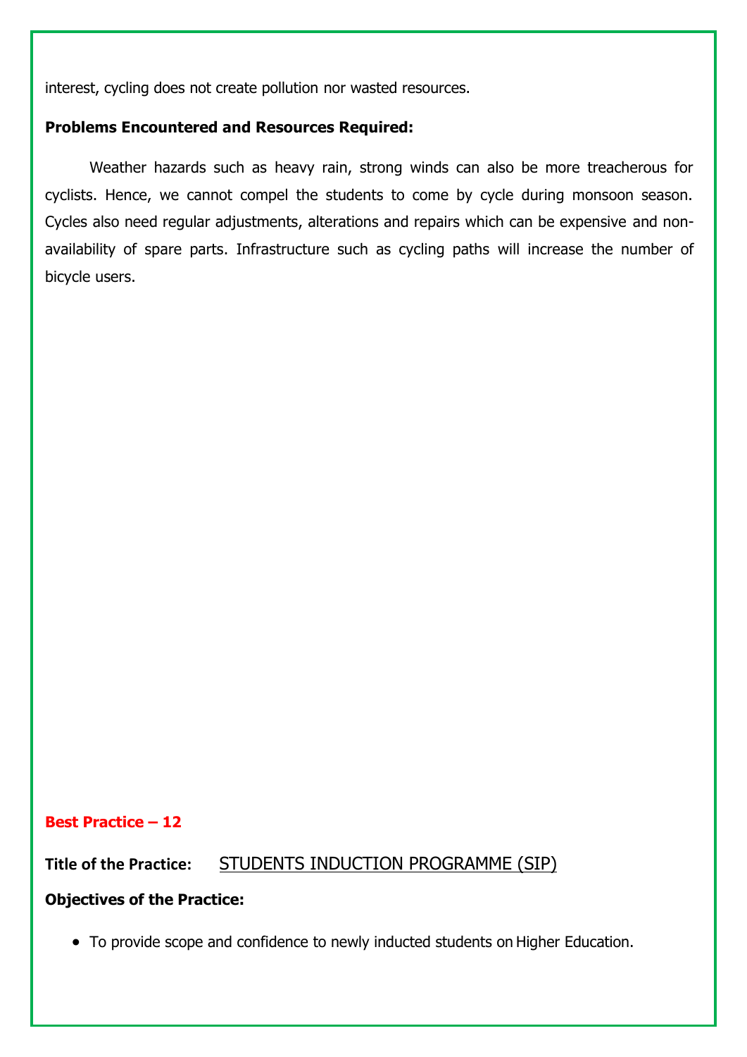interest, cycling does not create pollution nor wasted resources.

**Problems Encountered and Resources Required:**

Weather hazards such as heavy rain, strong winds can also be more treacherous for cyclists. Hence, we cannot compel the students to come by cycle during monsoon season. Cycles also need regular adjustments, alterations and repairs which can be expensive and non-availability of spare parts. Infrastructure such as cycling paths will increase the number of bicycle users.

**Best Practice – 12**

**Title of the Practice:** STUDENTS INDUCTION PROGRAMME (SIP)

**Objectives of the Practice:**

- To provide scope and confidence to newly inducted students on Higher Education.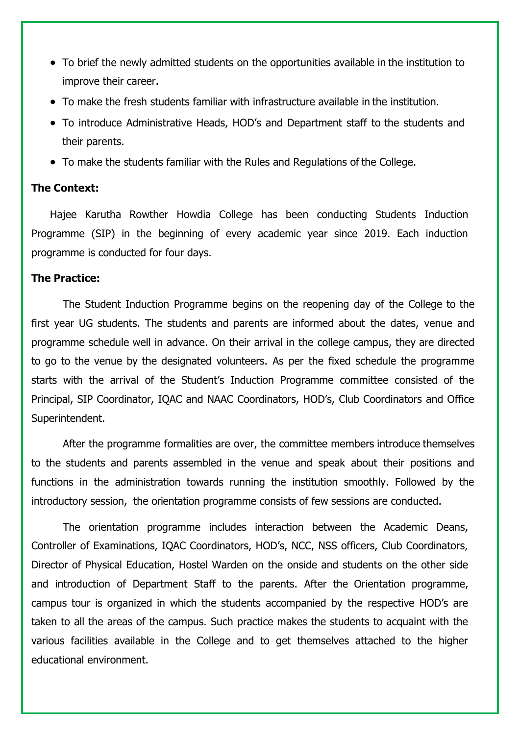- To brief the newly admitted students on the opportunities available in the institution to improve their career.
- To make the fresh students familiar with infrastructure available in the institution.
- To introduce Administrative Heads, HOD's and Department staff to the students and their parents.
- To make the students familiar with the Rules and Regulations of the College.

**The Context:**

Hajee Karutha Rowther Howdia College has been conducting Students Induction Programme (SIP) in the beginning of every academic year since 2019. Each induction programme is conducted for four days.

**The Practice:**

The Student Induction Programme begins on the reopening day of the College to the first year UG students. The students and parents are informed about the dates, venue and programme schedule well in advance. On their arrival in the college campus, they are directed to go to the venue by the designated volunteers. As per the fixed schedule the programme starts with the arrival of the Student's Induction Programme committee consisted of the Principal, SIP Coordinator, IQAC and NAAC Coordinators, HOD's, Club Coordinators and Office Superintendent.

After the programme formalities are over, the committee members introduce themselves to the students and parents assembled in the venue and speak about their positions and functions in the administration towards running the institution smoothly. Followed by the introductory session, the orientation programme consists of few sessions are conducted.

The orientation programme includes interaction between the Academic Deans, Controller of Examinations, IQAC Coordinators, HOD's, NCC, NSS officers, Club Coordinators, Director of Physical Education, Hostel Warden on the onside and students on the other side and introduction of Department Staff to the parents. After the Orientation programme, campus tour is organized in which the students accompanied by the respective HOD's are taken to all the areas of the campus. Such practice makes the students to acquaint with the various facilities available in the College and to get themselves attached to the higher educational environment.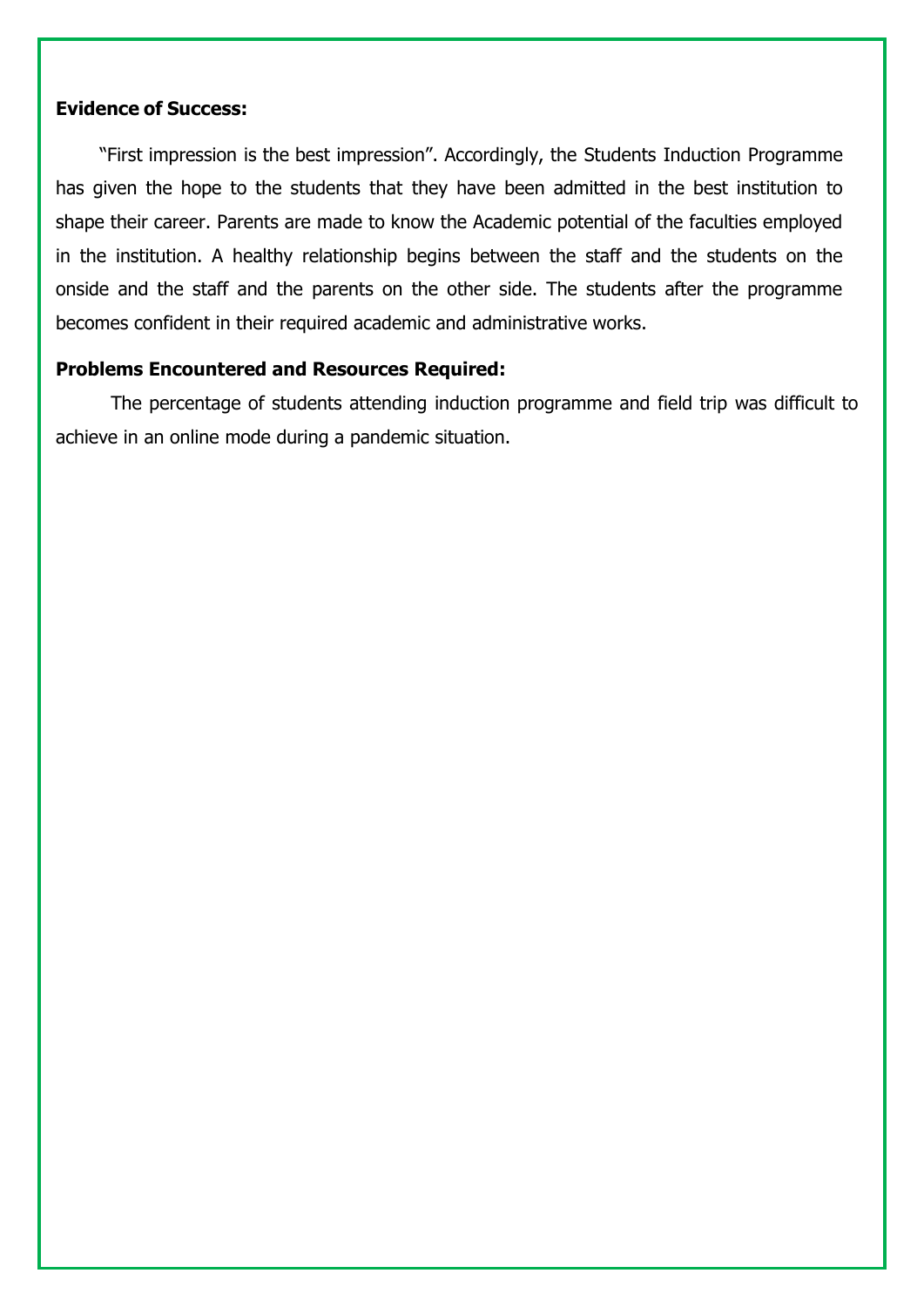**Evidence of Success:**

"First impression is the best impression". Accordingly, the Students Induction Programme has given the hope to the students that they have been admitted in the best institution to shape their career. Parents are made to know the Academic potential of the faculties employed in the institution. A healthy relationship begins between the staff and the students on the onside and the staff and the parents on the other side. The students after the programme becomes confident in their required academic and administrative works.

**Problems Encountered and Resources Required:**

The percentage of students attending induction programme and field trip was difficult to achieve in an online mode during a pandemic situation.